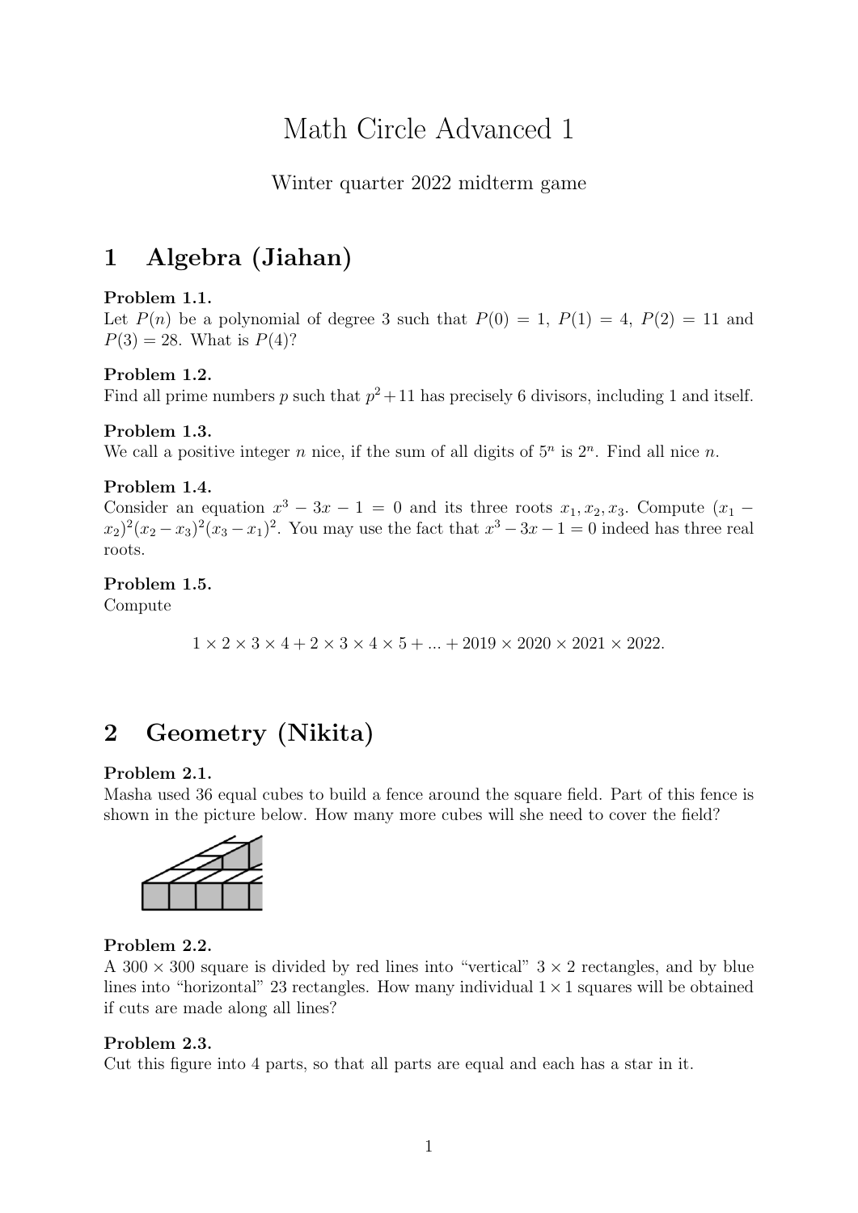# Math Circle Advanced 1

Winter quarter 2022 midterm game

## 1 Algebra (Jiahan)

**Problem 1.1.**
Let $P(n)$ be a polynomial of degree 3 such that $P(0) = 1$, $P(1) = 4$, $P(2) = 11$ and $P(3) = 28$. What is $P(4)$?

**Problem 1.2.**
Find all prime numbers $p$ such that $p^2 + 11$ has precisely 6 divisors, including 1 and itself.

**Problem 1.3.**
We call a positive integer $n$ nice, if the sum of all digits of $5^n$ is $2^n$. Find all nice $n$.

**Problem 1.4.**
Consider an equation $x^3 - 3x - 1 = 0$ and its three roots $x_1, x_2, x_3$. Compute $(x_1 - x_2)^2(x_2 - x_3)^2(x_3 - x_1)^2$. You may use the fact that $x^3 - 3x - 1 = 0$ indeed has three real roots.

**Problem 1.5.**
Compute

$$1 \times 2 \times 3 \times 4 + 2 \times 3 \times 4 \times 5 + ... + 2019 \times 2020 \times 2021 \times 2022.$$

## 2 Geometry (Nikita)

**Problem 2.1.**
Masha used 36 equal cubes to build a fence around the square field. Part of this fence is shown in the picture below. How many more cubes will she need to cover the field?

**Problem 2.2.**
A $300 \times 300$ square is divided by red lines into "vertical" $3 \times 2$ rectangles, and by blue lines into "horizontal" 23 rectangles. How many individual $1 \times 1$ squares will be obtained if cuts are made along all lines?

**Problem 2.3.**
Cut this figure into 4 parts, so that all parts are equal and each has a star in it.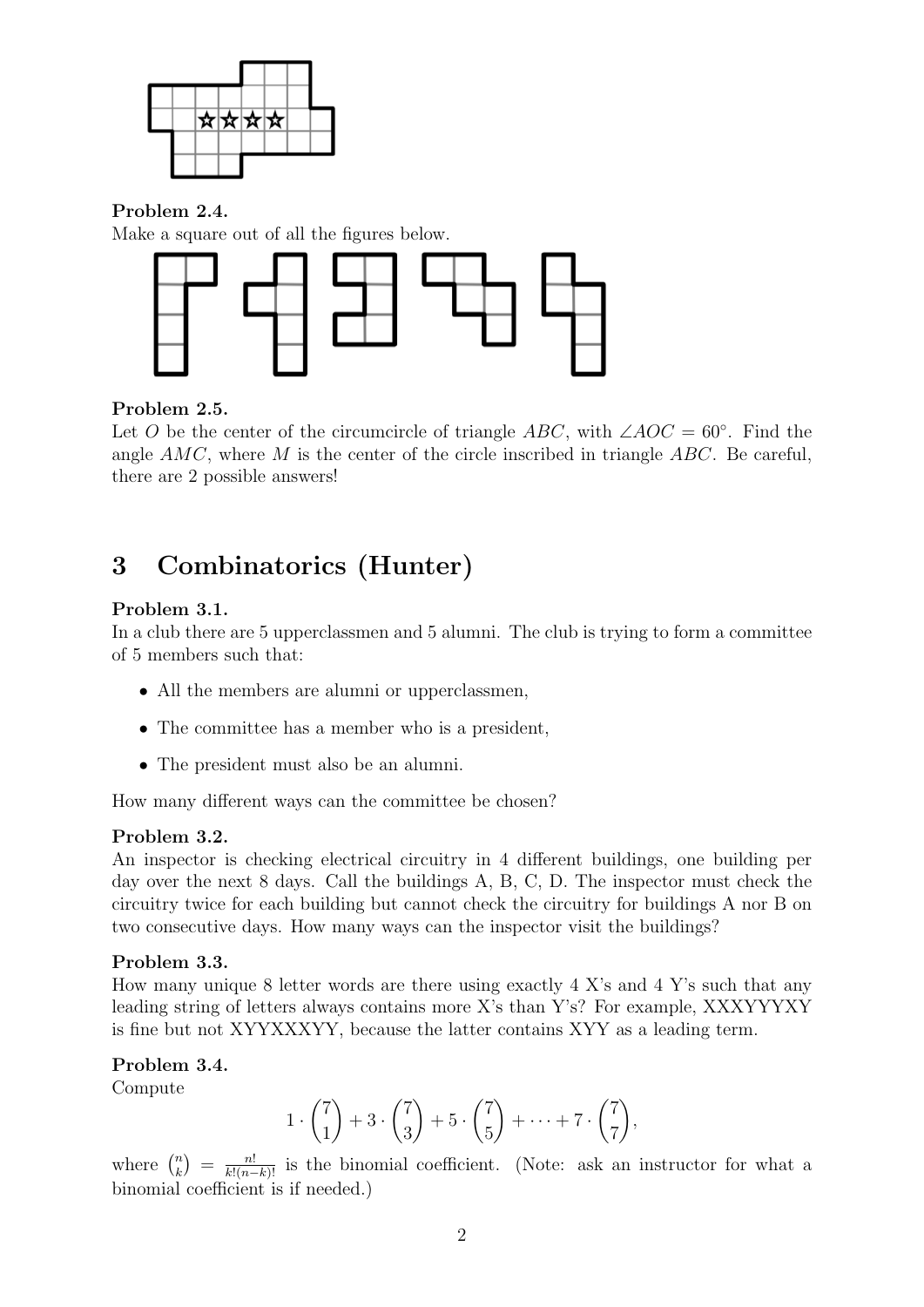**Problem 2.4.**
Make a square out of all the figures below.

**Problem 2.5.**
Let $O$ be the center of the circumcircle of triangle $ABC$, with $\angle AOC = 60^\circ$. Find the angle $AMC$, where $M$ is the center of the circle inscribed in triangle $ABC$. Be careful, there are 2 possible answers!

# 3 Combinatorics (Hunter)

**Problem 3.1.**
In a club there are 5 upperclassmen and 5 alumni. The club is trying to form a committee of 5 members such that:

- All the members are alumni or upperclassmen,
- The committee has a member who is a president,
- The president must also be an alumni.

How many different ways can the committee be chosen?

**Problem 3.2.**
An inspector is checking electrical circuitry in 4 different buildings, one building per day over the next 8 days. Call the buildings A, B, C, D. The inspector must check the circuitry twice for each building but cannot check the circuitry for buildings A nor B on two consecutive days. How many ways can the inspector visit the buildings?

**Problem 3.3.**
How many unique 8 letter words are there using exactly 4 X's and 4 Y's such that any leading string of letters always contains more X's than Y's? For example, XXXYYYXY is fine but not XYYXXXYY, because the latter contains XYY as a leading term.

**Problem 3.4.**
Compute

$$1 \cdot \binom{7}{1} + 3 \cdot \binom{7}{3} + 5 \cdot \binom{7}{5} + \cdots + 7 \cdot \binom{7}{7},$$

where $\binom{n}{k} = \frac{n!}{k!(n-k)!}$ is the binomial coefficient. (Note: ask an instructor for what a binomial coefficient is if needed.)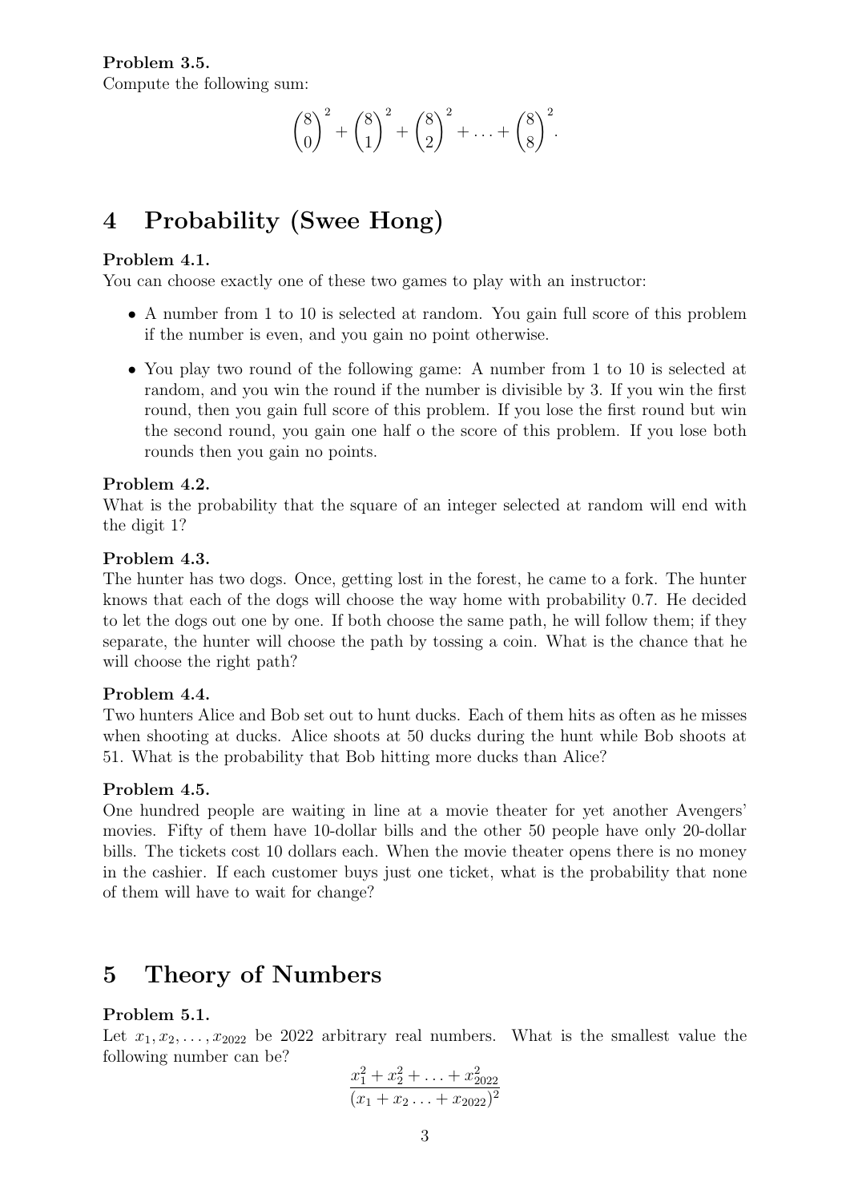**Problem 3.5.**
Compute the following sum:

$$\binom{8}{0}^2 + \binom{8}{1}^2 + \binom{8}{2}^2 + \ldots + \binom{8}{8}^2.$$

# 4 Probability (Swee Hong)

**Problem 4.1.**
You can choose exactly one of these two games to play with an instructor:

- A number from 1 to 10 is selected at random. You gain full score of this problem if the number is even, and you gain no point otherwise.
- You play two round of the following game: A number from 1 to 10 is selected at random, and you win the round if the number is divisible by 3. If you win the first round, then you gain full score of this problem. If you lose the first round but win the second round, you gain one half o the score of this problem. If you lose both rounds then you gain no points.

**Problem 4.2.**
What is the probability that the square of an integer selected at random will end with the digit 1?

**Problem 4.3.**
The hunter has two dogs. Once, getting lost in the forest, he came to a fork. The hunter knows that each of the dogs will choose the way home with probability 0.7. He decided to let the dogs out one by one. If both choose the same path, he will follow them; if they separate, the hunter will choose the path by tossing a coin. What is the chance that he will choose the right path?

**Problem 4.4.**
Two hunters Alice and Bob set out to hunt ducks. Each of them hits as often as he misses when shooting at ducks. Alice shoots at 50 ducks during the hunt while Bob shoots at 51. What is the probability that Bob hitting more ducks than Alice?

**Problem 4.5.**
One hundred people are waiting in line at a movie theater for yet another Avengers' movies. Fifty of them have 10-dollar bills and the other 50 people have only 20-dollar bills. The tickets cost 10 dollars each. When the movie theater opens there is no money in the cashier. If each customer buys just one ticket, what is the probability that none of them will have to wait for change?

# 5 Theory of Numbers

**Problem 5.1.**
Let $x_1, x_2, \ldots, x_{2022}$ be 2022 arbitrary real numbers. What is the smallest value the following number can be?

$$\frac{x_1^2 + x_2^2 + \ldots + x_{2022}^2}{(x_1 + x_2 \ldots + x_{2022})^2}$$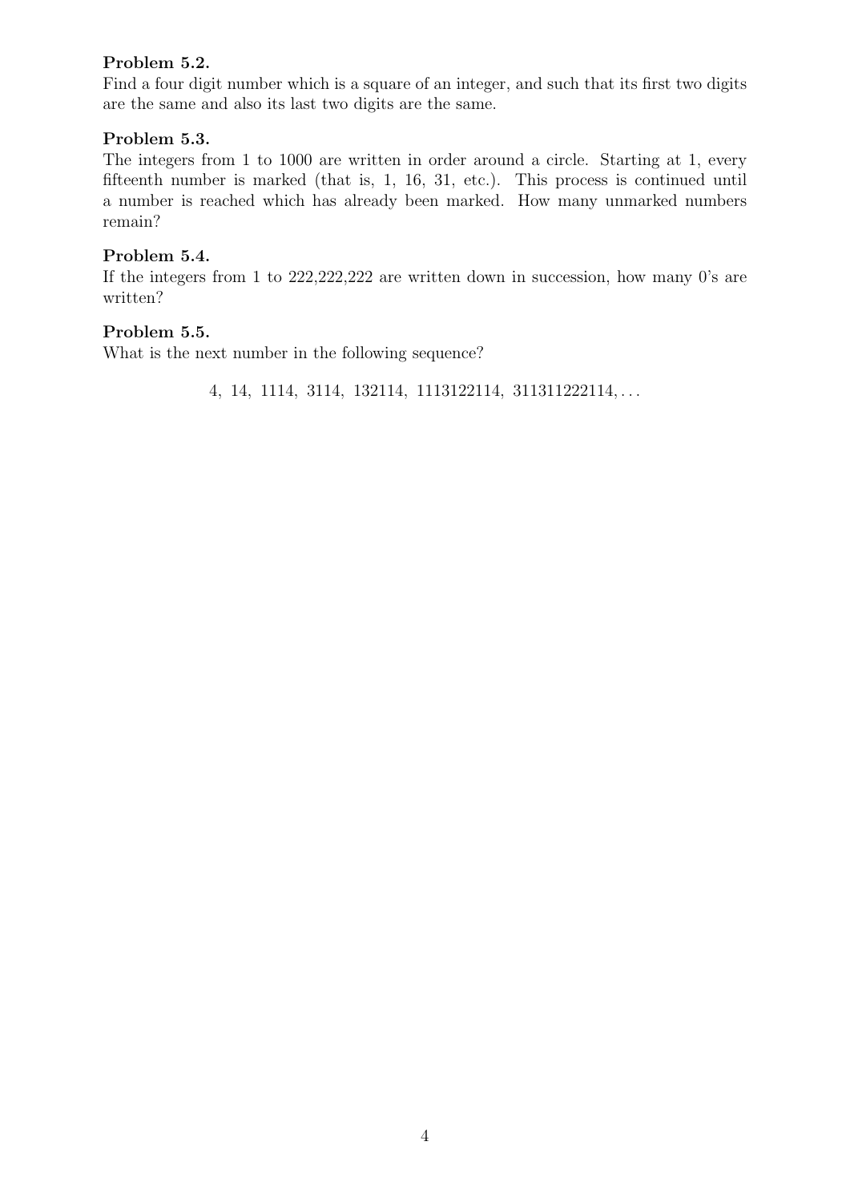### Problem 5.2.

Find a four digit number which is a square of an integer, and such that its first two digits are the same and also its last two digits are the same.

### Problem 5.3.

The integers from 1 to 1000 are written in order around a circle. Starting at 1, every fifteenth number is marked (that is, 1, 16, 31, etc.). This process is continued until a number is reached which has already been marked. How many unmarked numbers remain?

### Problem 5.4.

If the integers from 1 to 222,222,222 are written down in succession, how many 0's are written?

### Problem 5.5.

What is the next number in the following sequence?

$$4,\ 14,\ 1114,\ 3114,\ 132114,\ 1113122114,\ 311311222114, \ldots$$